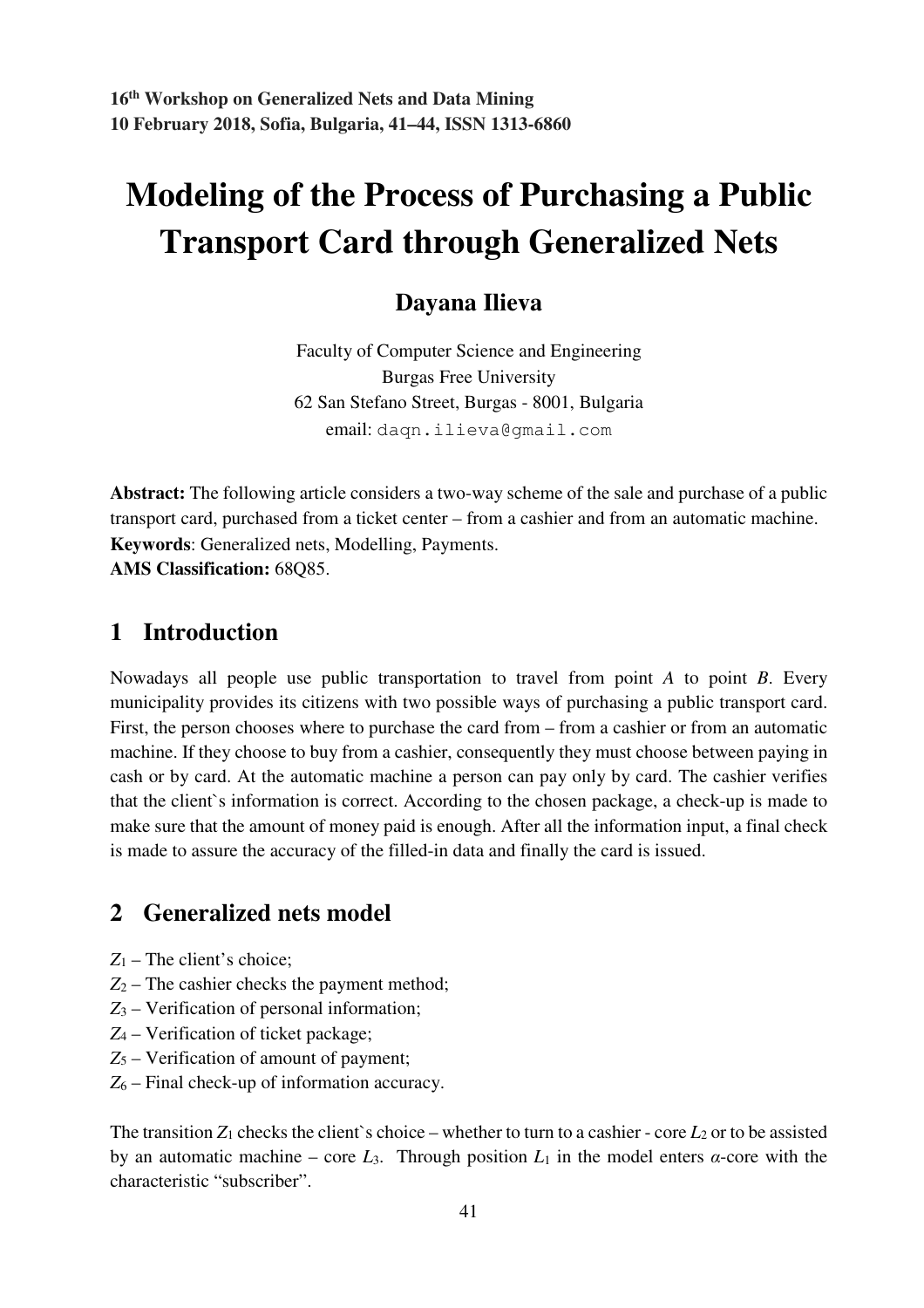# Modeling of the Process of Purchasing a Public Transport Card through Generalized Nets

**Dayana Ilieva**

Faculty of Computer Science and Engineering
Burgas Free University
62 San Stefano Street, Burgas - 8001, Bulgaria
email: daqn.ilieva@gmail.com

**Abstract:** The following article considers a two-way scheme of the sale and purchase of a public transport card, purchased from a ticket center – from a cashier and from an automatic machine.
**Keywords**: Generalized nets, Modelling, Payments.
**AMS Classification:** 68Q85.

## 1 Introduction

Nowadays all people use public transportation to travel from point *A* to point *B*. Every municipality provides its citizens with two possible ways of purchasing a public transport card. First, the person chooses where to purchase the card from – from a cashier or from an automatic machine. If they choose to buy from a cashier, consequently they must choose between paying in cash or by card. At the automatic machine a person can pay only by card. The cashier verifies that the client`s information is correct. According to the chosen package, a check-up is made to make sure that the amount of money paid is enough. After all the information input, a final check is made to assure the accuracy of the filled-in data and finally the card is issued.

## 2 Generalized nets model

$Z_1$ – The client's choice;
$Z_2$ – The cashier checks the payment method;
$Z_3$ – Verification of personal information;
$Z_4$ – Verification of ticket package;
$Z_5$ – Verification of amount of payment;
$Z_6$ – Final check-up of information accuracy.

The transition $Z_1$ checks the client`s choice – whether to turn to a cashier - core $L_2$ or to be assisted by an automatic machine – core $L_3$. Through position $L_1$ in the model enters $\alpha$-core with the characteristic "subscriber".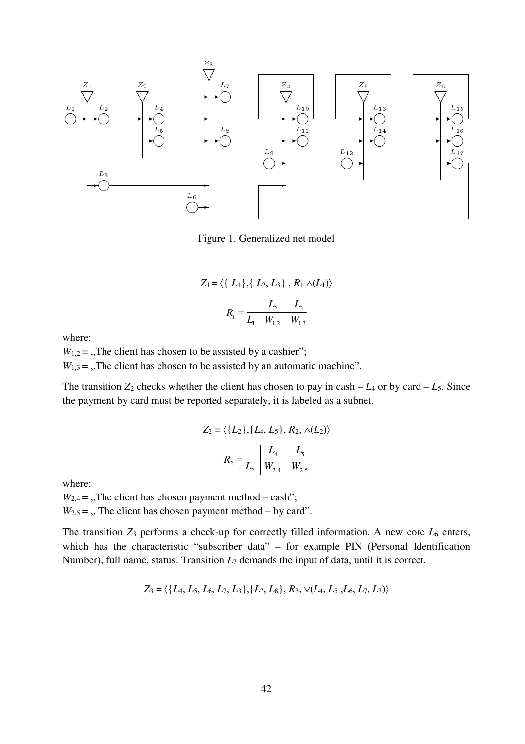Figure 1. Generalized net model

$$Z_1 = \langle \{ L_1\}, \{ L_2, L_3\} , R_1 \wedge(L_1)\rangle$$

$$R_1 = \begin{array}{c|cc} & L_2 & L_3 \\ \hline L_1 & W_{1,2} & W_{1,3} \end{array}$$

where:

$W_{1,2}$ = „The client has chosen to be assisted by a cashier";

$W_{1,3}$ = „The client has chosen to be assisted by an automatic machine".

The transition $Z_2$ checks whether the client has chosen to pay in cash – $L_4$ or by card – $L_5$. Since the payment by card must be reported separately, it is labeled as a subnet.

$$Z_2 = \langle\{L_2\},\{L_4, L_5\}, R_2, \wedge(L_2)\rangle$$

$$R_2 = \begin{array}{c|cc} & L_4 & L_5 \\ \hline L_2 & W_{2,4} & W_{2,5} \end{array}$$

where:

$W_{2,4}$ = „The client has chosen payment method – cash";

$W_{2,5}$ = „ The client has chosen payment method – by card".

The transition $Z_3$ performs a check-up for correctly filled information. A new core $L_6$ enters, which has the characteristic "subscriber data" – for example PIN (Personal Identification Number), full name, status. Transition $L_7$ demands the input of data, until it is correct.

$$Z_3 = \langle\{L_4, L_5, L_6, L_7, L_3\},\{L_7, L_8\}, R_3, \vee(L_4, L_5 ,L_6, L_7, L_3)\rangle$$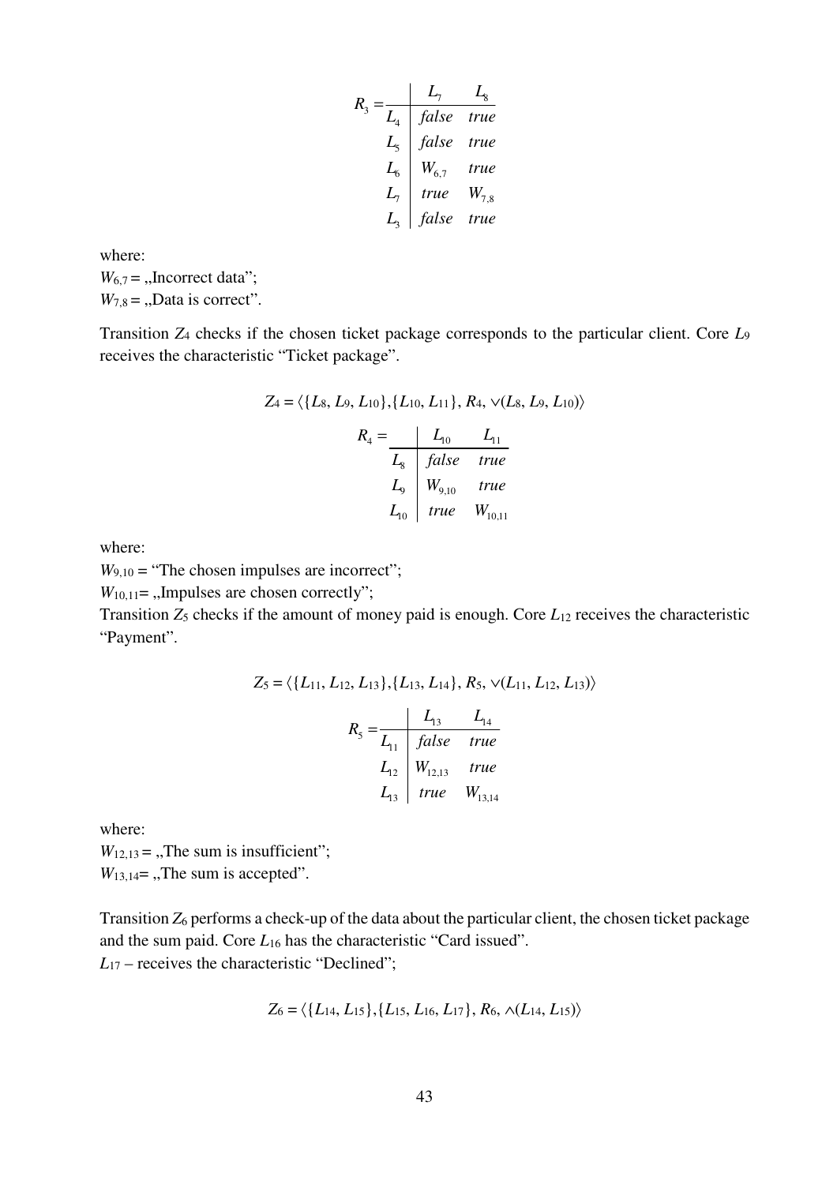$$R_3 = \begin{array}{c|cc} & L_7 & L_8 \\ \hline L_4 & false & true \\ L_5 & false & true \\ L_6 & W_{6,7} & true \\ L_7 & true & W_{7,8} \\ L_3 & false & true \end{array}$$

where:
$W_{6,7}$ = „Incorrect data";
$W_{7,8}$ = „Data is correct".

Transition $Z_4$ checks if the chosen ticket package corresponds to the particular client. Core $L_9$ receives the characteristic "Ticket package".

$$Z_4 = \langle\{L_8, L_9, L_{10}\},\{L_{10}, L_{11}\}, R_4, \vee(L_8, L_9, L_{10})\rangle$$

$$R_4 = \begin{array}{c|cc} & L_{10} & L_{11} \\ \hline L_8 & false & true \\ L_9 & W_{9,10} & true \\ L_{10} & true & W_{10,11} \end{array}$$

where:
$W_{9,10}$ = "The chosen impulses are incorrect";
$W_{10,11}$= „Impulses are chosen correctly";
Transition $Z_5$ checks if the amount of money paid is enough. Core $L_{12}$ receives the characteristic "Payment".

$$Z_5 = \langle\{L_{11}, L_{12}, L_{13}\},\{L_{13}, L_{14}\}, R_5, \vee(L_{11}, L_{12}, L_{13})\rangle$$

$$R_5 = \begin{array}{c|cc} & L_{13} & L_{14} \\ \hline L_{11} & false & true \\ L_{12} & W_{12,13} & true \\ L_{13} & true & W_{13,14} \end{array}$$

where:
$W_{12,13}$ = „The sum is insufficient";
$W_{13,14}$= „The sum is accepted".

Transition $Z_6$ performs a check-up of the data about the particular client, the chosen ticket package and the sum paid. Core $L_{16}$ has the characteristic "Card issued".
$L_{17}$ – receives the characteristic "Declined";

$$Z_6 = \langle\{L_{14}, L_{15}\},\{L_{15}, L_{16}, L_{17}\}, R_6, \wedge(L_{14}, L_{15})\rangle$$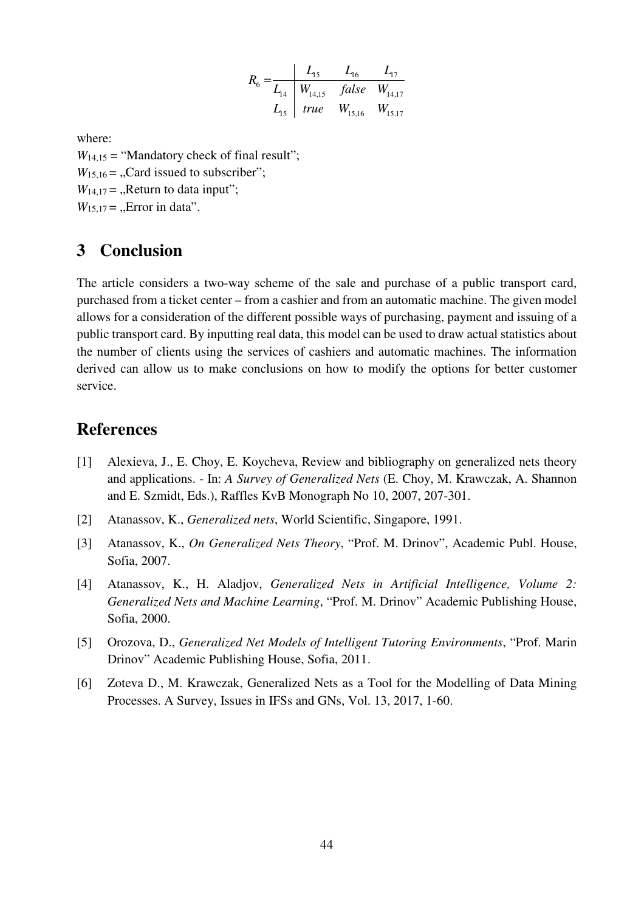$$
R_6 = \begin{array}{c|ccc}
 & L_{15} & L_{16} & L_{17} \\
\hline
L_{14} & W_{14,15} & false & W_{14,17} \\
L_{15} & true & W_{15,16} & W_{15,17}
\end{array}
$$

where:

$W_{14,15}$ = "Mandatory check of final result";

$W_{15,16}$ = „Card issued to subscriber";

$W_{14,17}$ = „Return to data input";

$W_{15,17}$ = „Error in data".

## 3 Conclusion

The article considers a two-way scheme of the sale and purchase of a public transport card, purchased from a ticket center – from a cashier and from an automatic machine. The given model allows for a consideration of the different possible ways of purchasing, payment and issuing of a public transport card. By inputting real data, this model can be used to draw actual statistics about the number of clients using the services of cashiers and automatic machines. The information derived can allow us to make conclusions on how to modify the options for better customer service.

## References

[1] Alexieva, J., E. Choy, E. Koycheva, Review and bibliography on generalized nets theory and applications. - In: *A Survey of Generalized Nets* (E. Choy, M. Krawczak, A. Shannon and E. Szmidt, Eds.), Raffles KvB Monograph No 10, 2007, 207-301.

[2] Atanassov, K., *Generalized nets*, World Scientific, Singapore, 1991.

[3] Atanassov, K., *On Generalized Nets Theory*, "Prof. M. Drinov", Academic Publ. House, Sofia, 2007.

[4] Atanassov, K., H. Aladjov, *Generalized Nets in Artificial Intelligence, Volume 2: Generalized Nets and Machine Learning*, "Prof. M. Drinov" Academic Publishing House, Sofia, 2000.

[5] Orozova, D., *Generalized Net Models of Intelligent Tutoring Environments*, "Prof. Marin Drinov" Academic Publishing House, Sofia, 2011.

[6] Zoteva D., M. Krawczak, Generalized Nets as a Tool for the Modelling of Data Mining Processes. A Survey, Issues in IFSs and GNs, Vol. 13, 2017, 1-60.